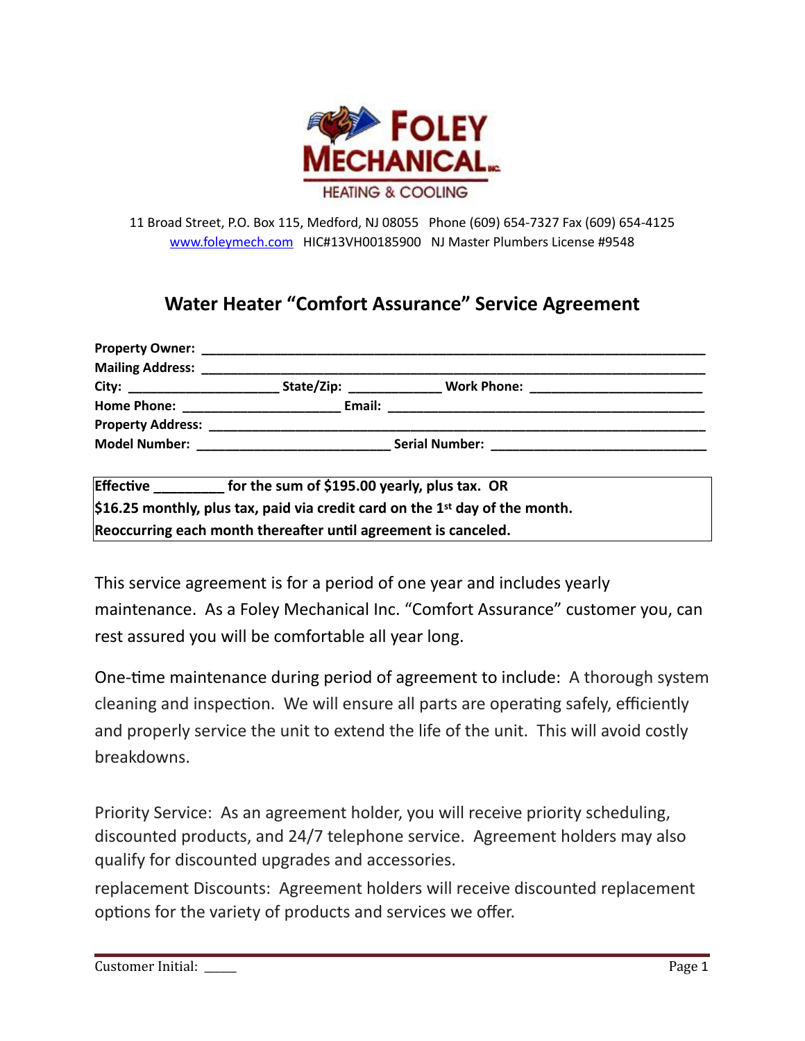**FOLEY MECHANICAL INC.**
HEATING & COOLING

11 Broad Street, P.O. Box 115, Medford, NJ 08055 Phone (609) 654-7327 Fax (609) 654-4125
www.foleymech.com HIC#13VH00185900 NJ Master Plumbers License #9548

## Water Heater "Comfort Assurance" Service Agreement

**Property Owner:** ______________________________________________________________
**Mailing Address:** ______________________________________________________________
**City:** ____________________ **State/Zip:** ____________ **Work Phone:** _______________________
**Home Phone:** _____________________ **Email:** __________________________________________
**Property Address:** _____________________________________________________________
**Model Number:** __________________________ **Serial Number:** ____________________________

**Effective _________ for the sum of $195.00 yearly, plus tax. OR**
**$16.25 monthly, plus tax, paid via credit card on the 1st day of the month.**
**Reoccurring each month thereafter until agreement is canceled.**

This service agreement is for a period of one year and includes yearly maintenance. As a Foley Mechanical Inc. "Comfort Assurance" customer you, can rest assured you will be comfortable all year long.

One-time maintenance during period of agreement to include: A thorough system cleaning and inspection. We will ensure all parts are operating safely, efficiently and properly service the unit to extend the life of the unit. This will avoid costly breakdowns.

Priority Service: As an agreement holder, you will receive priority scheduling, discounted products, and 24/7 telephone service. Agreement holders may also qualify for discounted upgrades and accessories.

replacement Discounts: Agreement holders will receive discounted replacement options for the variety of products and services we offer.

Customer Initial: _____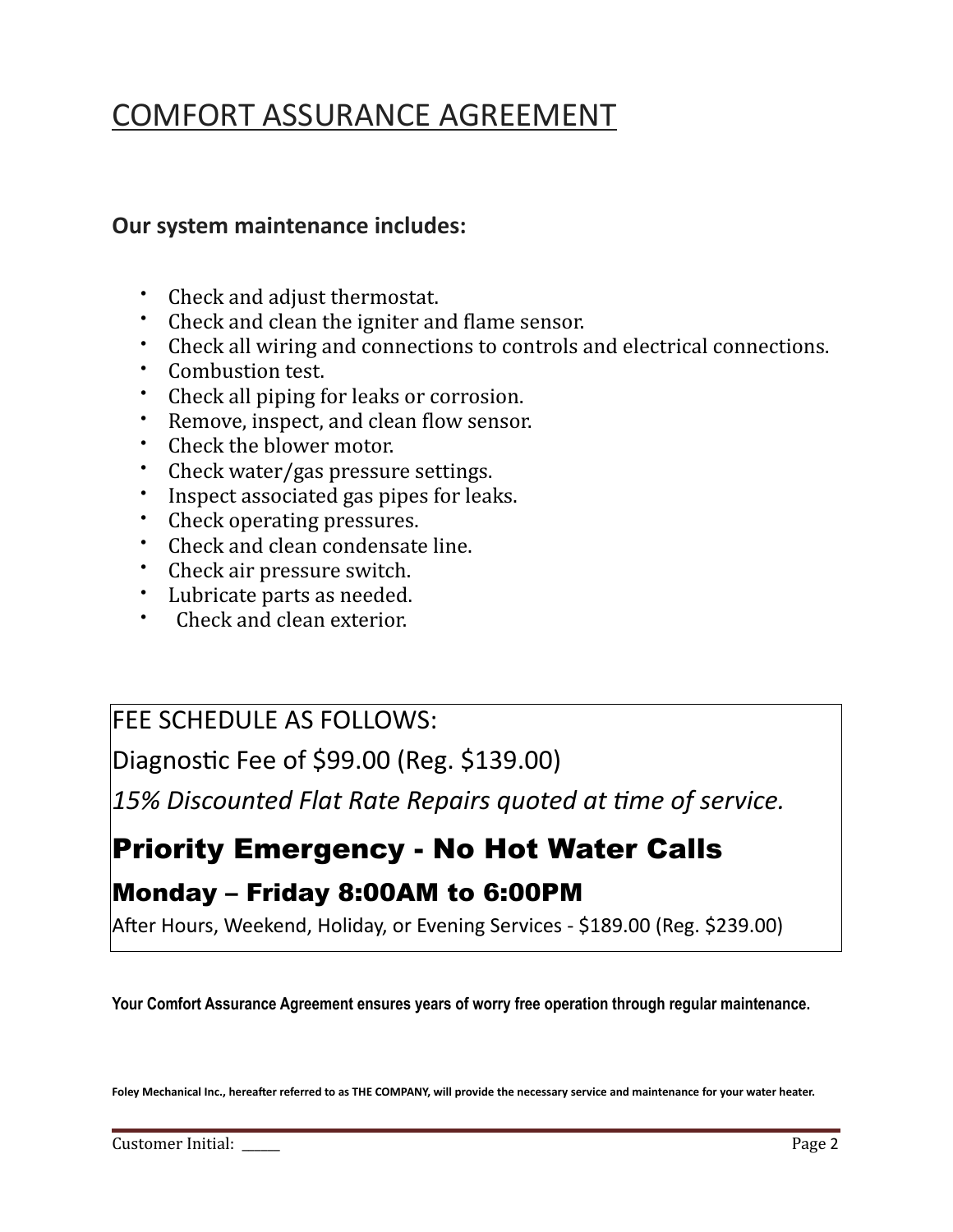# COMFORT ASSURANCE AGREEMENT

**Our system maintenance includes:**

- Check and adjust thermostat.
- Check and clean the igniter and flame sensor.
- Check all wiring and connections to controls and electrical connections.
- Combustion test.
- Check all piping for leaks or corrosion.
- Remove, inspect, and clean flow sensor.
- Check the blower motor.
- Check water/gas pressure settings.
- Inspect associated gas pipes for leaks.
- Check operating pressures.
- Check and clean condensate line.
- Check air pressure switch.
- Lubricate parts as needed.
- Check and clean exterior.

FEE SCHEDULE AS FOLLOWS:

Diagnostic Fee of $99.00 (Reg. $139.00)

*15% Discounted Flat Rate Repairs quoted at time of service.*

**Priority Emergency - No Hot Water Calls**

**Monday – Friday 8:00AM to 6:00PM**

After Hours, Weekend, Holiday, or Evening Services - $189.00 (Reg. $239.00)

**Your Comfort Assurance Agreement ensures years of worry free operation through regular maintenance.**

**Foley Mechanical Inc., hereafter referred to as THE COMPANY, will provide the necessary service and maintenance for your water heater.**

Customer Initial: _____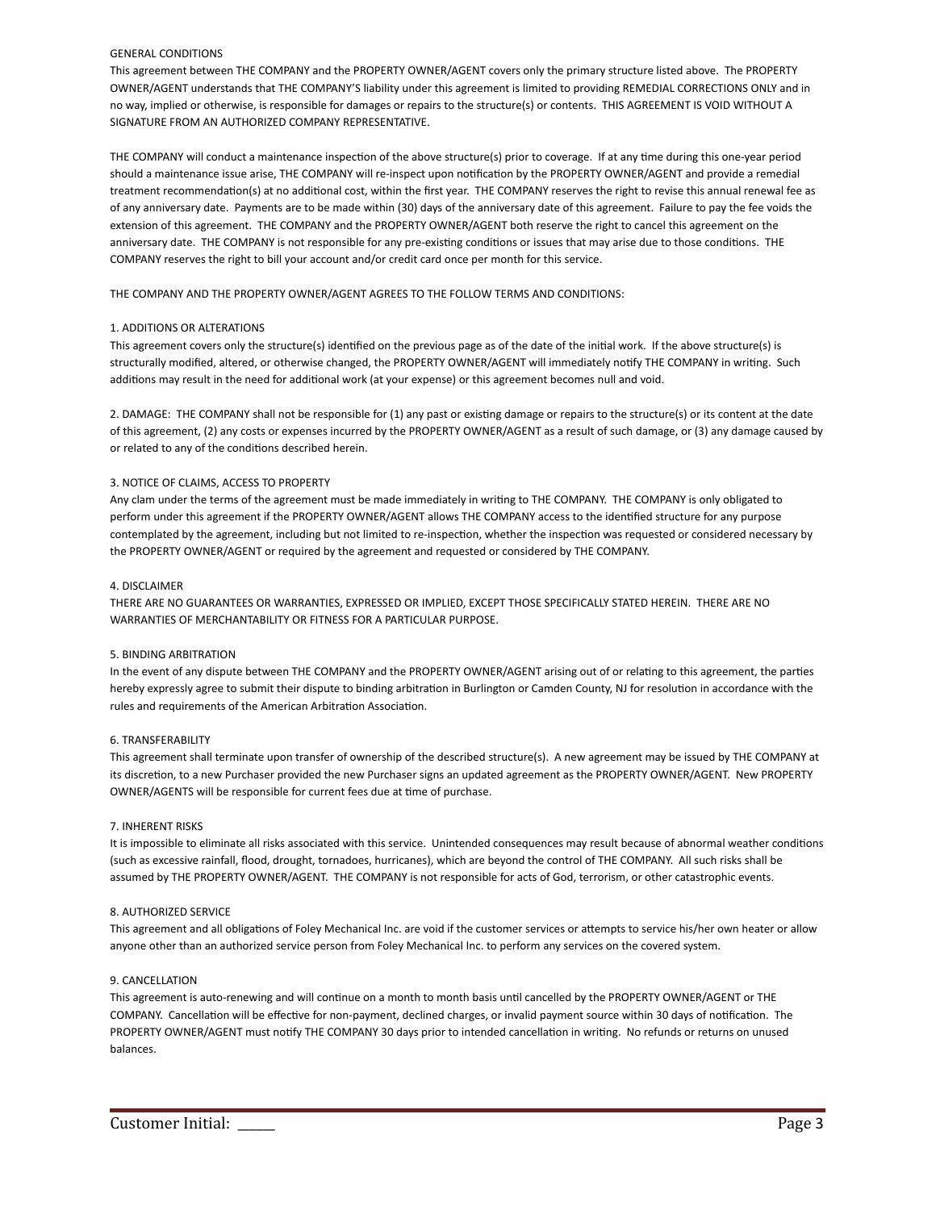GENERAL CONDITIONS

This agreement between THE COMPANY and the PROPERTY OWNER/AGENT covers only the primary structure listed above. The PROPERTY OWNER/AGENT understands that THE COMPANY'S liability under this agreement is limited to providing REMEDIAL CORRECTIONS ONLY and in no way, implied or otherwise, is responsible for damages or repairs to the structure(s) or contents. THIS AGREEMENT IS VOID WITHOUT A SIGNATURE FROM AN AUTHORIZED COMPANY REPRESENTATIVE.

THE COMPANY will conduct a maintenance inspection of the above structure(s) prior to coverage. If at any time during this one-year period should a maintenance issue arise, THE COMPANY will re-inspect upon notification by the PROPERTY OWNER/AGENT and provide a remedial treatment recommendation(s) at no additional cost, within the first year. THE COMPANY reserves the right to revise this annual renewal fee as of any anniversary date. Payments are to be made within (30) days of the anniversary date of this agreement. Failure to pay the fee voids the extension of this agreement. THE COMPANY and the PROPERTY OWNER/AGENT both reserve the right to cancel this agreement on the anniversary date. THE COMPANY is not responsible for any pre-existing conditions or issues that may arise due to those conditions. THE COMPANY reserves the right to bill your account and/or credit card once per month for this service.

THE COMPANY AND THE PROPERTY OWNER/AGENT AGREES TO THE FOLLOW TERMS AND CONDITIONS:

1. ADDITIONS OR ALTERATIONS

This agreement covers only the structure(s) identified on the previous page as of the date of the initial work. If the above structure(s) is structurally modified, altered, or otherwise changed, the PROPERTY OWNER/AGENT will immediately notify THE COMPANY in writing. Such additions may result in the need for additional work (at your expense) or this agreement becomes null and void.

2. DAMAGE: THE COMPANY shall not be responsible for (1) any past or existing damage or repairs to the structure(s) or its content at the date of this agreement, (2) any costs or expenses incurred by the PROPERTY OWNER/AGENT as a result of such damage, or (3) any damage caused by or related to any of the conditions described herein.

3. NOTICE OF CLAIMS, ACCESS TO PROPERTY

Any clam under the terms of the agreement must be made immediately in writing to THE COMPANY. THE COMPANY is only obligated to perform under this agreement if the PROPERTY OWNER/AGENT allows THE COMPANY access to the identified structure for any purpose contemplated by the agreement, including but not limited to re-inspection, whether the inspection was requested or considered necessary by the PROPERTY OWNER/AGENT or required by the agreement and requested or considered by THE COMPANY.

4. DISCLAIMER

THERE ARE NO GUARANTEES OR WARRANTIES, EXPRESSED OR IMPLIED, EXCEPT THOSE SPECIFICALLY STATED HEREIN. THERE ARE NO WARRANTIES OF MERCHANTABILITY OR FITNESS FOR A PARTICULAR PURPOSE.

5. BINDING ARBITRATION

In the event of any dispute between THE COMPANY and the PROPERTY OWNER/AGENT arising out of or relating to this agreement, the parties hereby expressly agree to submit their dispute to binding arbitration in Burlington or Camden County, NJ for resolution in accordance with the rules and requirements of the American Arbitration Association.

6. TRANSFERABILITY

This agreement shall terminate upon transfer of ownership of the described structure(s). A new agreement may be issued by THE COMPANY at its discretion, to a new Purchaser provided the new Purchaser signs an updated agreement as the PROPERTY OWNER/AGENT. New PROPERTY OWNER/AGENTS will be responsible for current fees due at time of purchase.

7. INHERENT RISKS

It is impossible to eliminate all risks associated with this service. Unintended consequences may result because of abnormal weather conditions (such as excessive rainfall, flood, drought, tornadoes, hurricanes), which are beyond the control of THE COMPANY. All such risks shall be assumed by THE PROPERTY OWNER/AGENT. THE COMPANY is not responsible for acts of God, terrorism, or other catastrophic events.

8. AUTHORIZED SERVICE

This agreement and all obligations of Foley Mechanical Inc. are void if the customer services or attempts to service his/her own heater or allow anyone other than an authorized service person from Foley Mechanical Inc. to perform any services on the covered system.

9. CANCELLATION

This agreement is auto-renewing and will continue on a month to month basis until cancelled by the PROPERTY OWNER/AGENT or THE COMPANY. Cancellation will be effective for non-payment, declined charges, or invalid payment source within 30 days of notification. The PROPERTY OWNER/AGENT must notify THE COMPANY 30 days prior to intended cancellation in writing. No refunds or returns on unused balances.

Customer Initial: _____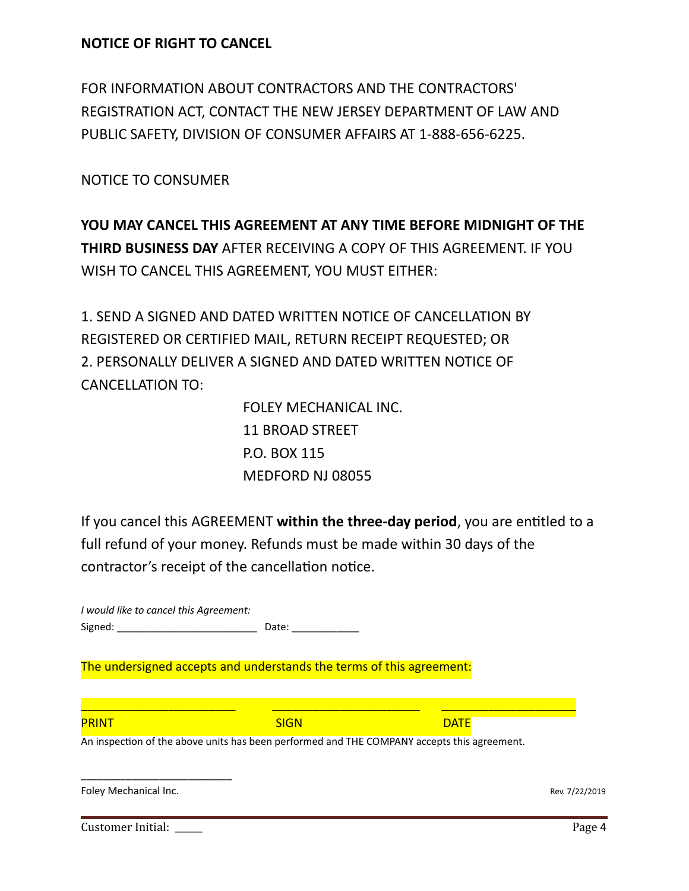**NOTICE OF RIGHT TO CANCEL**

FOR INFORMATION ABOUT CONTRACTORS AND THE CONTRACTORS' REGISTRATION ACT, CONTACT THE NEW JERSEY DEPARTMENT OF LAW AND PUBLIC SAFETY, DIVISION OF CONSUMER AFFAIRS AT 1-888-656-6225.

NOTICE TO CONSUMER

**YOU MAY CANCEL THIS AGREEMENT AT ANY TIME BEFORE MIDNIGHT OF THE THIRD BUSINESS DAY** AFTER RECEIVING A COPY OF THIS AGREEMENT. IF YOU WISH TO CANCEL THIS AGREEMENT, YOU MUST EITHER:

1. SEND A SIGNED AND DATED WRITTEN NOTICE OF CANCELLATION BY REGISTERED OR CERTIFIED MAIL, RETURN RECEIPT REQUESTED; OR
2. PERSONALLY DELIVER A SIGNED AND DATED WRITTEN NOTICE OF CANCELLATION TO:

FOLEY MECHANICAL INC.
11 BROAD STREET
P.O. BOX 115
MEDFORD NJ 08055

If you cancel this AGREEMENT **within the three-day period**, you are entitled to a full refund of your money. Refunds must be made within 30 days of the contractor's receipt of the cancellation notice.

*I would like to cancel this Agreement:*
Signed: ________________________ Date: ____________

The undersigned accepts and understands the terms of this agreement:

________________________ ________________________ ______________________
PRINT SIGN DATE

An inspection of the above units has been performed and THE COMPANY accepts this agreement.

__________________________
Foley Mechanical Inc.

Rev. 7/22/2019

Customer Initial: _____